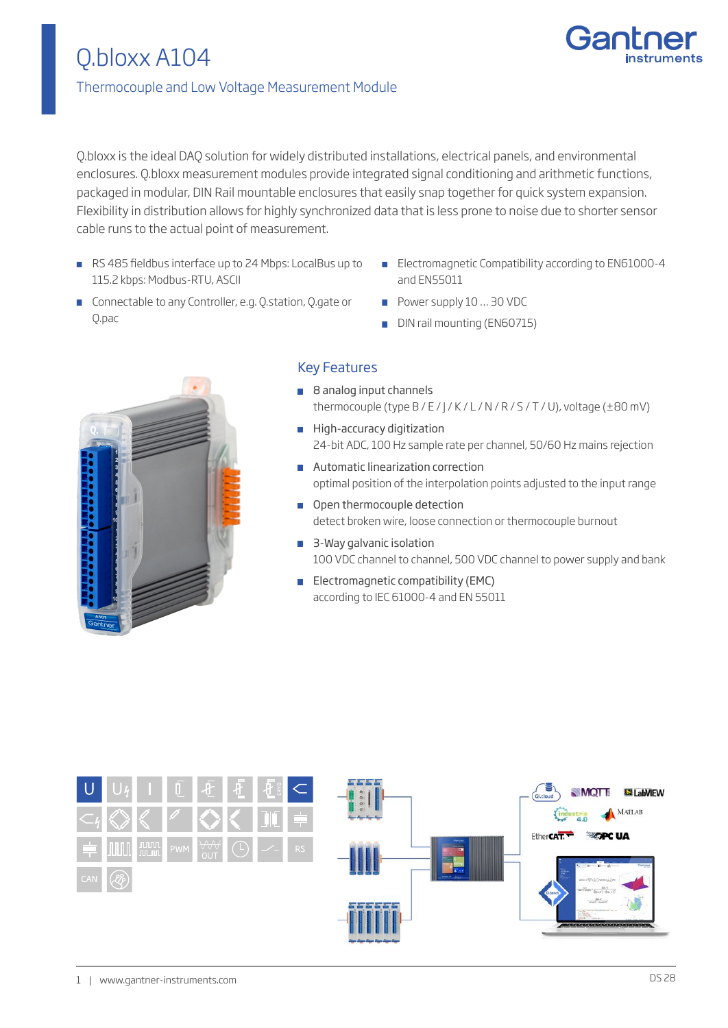# Q.bloxx A104

## Thermocouple and Low Voltage Measurement Module

Q.bloxx is the ideal DAQ solution for widely distributed installations, electrical panels, and environmental enclosures. Q.bloxx measurement modules provide integrated signal conditioning and arithmetic functions, packaged in modular, DIN Rail mountable enclosures that easily snap together for quick system expansion. Flexibility in distribution allows for highly synchronized data that is less prone to noise due to shorter sensor cable runs to the actual point of measurement.

- RS 485 fieldbus interface up to 24 Mbps: LocalBus up to 115.2 kbps: Modbus-RTU, ASCII
- Connectable to any Controller, e.g. Q.station, Q.gate or Q.pac
- Electromagnetic Compatibility according to EN61000-4 and EN55011
- Power supply 10 ... 30 VDC
- DIN rail mounting (EN60715)

### Key Features

- 8 analog input channels
  thermocouple (type B / E / J / K / L / N / R / S / T / U), voltage (±80 mV)
- High-accuracy digitization
  24-bit ADC, 100 Hz sample rate per channel, 50/60 Hz mains rejection
- Automatic linearization correction
  optimal position of the interpolation points adjusted to the input range
- Open thermocouple detection
  detect broken wire, loose connection or thermocouple burnout
- 3-Way galvanic isolation
  100 VDC channel to channel, 500 VDC channel to power supply and bank
- Electromagnetic compatibility (EMC)
  according to IEC 61000-4 and EN 55011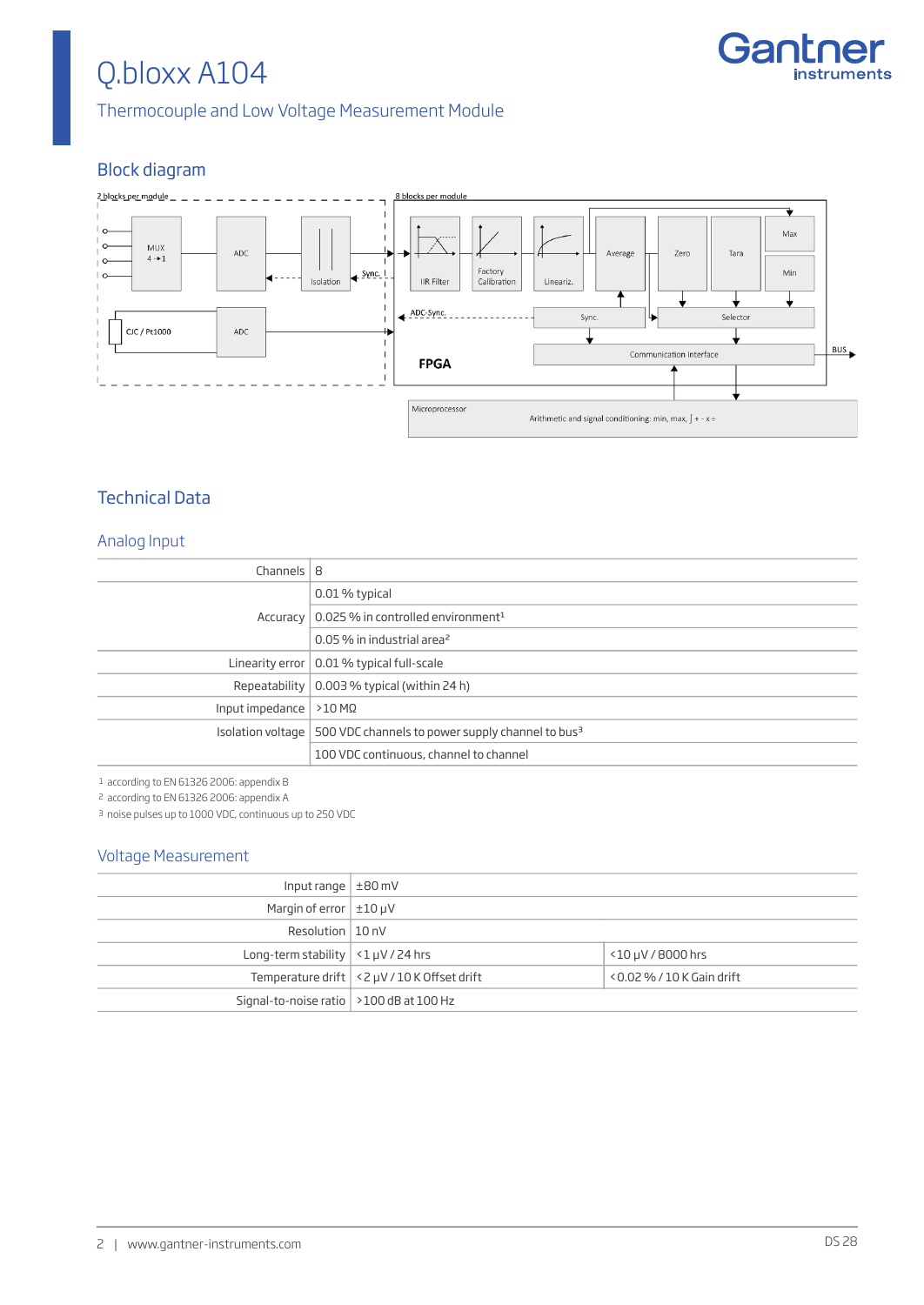# Q.bloxx A104

Thermocouple and Low Voltage Measurement Module

## Block diagram

2 blocks per module

8 blocks per module

MUX 4 → 1

ADC

Isolation

Sync.

CJC / Pt1000

ADC

IIR Filter

Factory Calibration

Lineariz.

Average

Zero

Tara

Max

Min

ADC-Sync.

Sync.

Selector

Communication Interface

BUS

FPGA

Microprocessor

Arithmetic and signal conditioning: min, max, ∫ + - x ÷

## Technical Data

### Analog Input

| | |
|---|---|
| Channels | 8 |
| Accuracy | 0.01 % typical |
| | 0.025 % in controlled environment[1] |
| | 0.05 % in industrial area[2] |
| Linearity error | 0.01 % typical full-scale |
| Repeatability | 0.003 % typical (within 24 h) |
| Input impedance | >10 MΩ |
| Isolation voltage | 500 VDC channels to power supply channel to bus[3] |
| | 100 VDC continuous, channel to channel |

1 according to EN 61326 2006: appendix B
2 according to EN 61326 2006: appendix A
3 noise pulses up to 1000 VDC, continuous up to 250 VDC

### Voltage Measurement

| | | |
|---|---|---|
| Input range | ±80 mV | |
| Margin of error | ±10 µV | |
| Resolution | 10 nV | |
| Long-term stability | <1 µV / 24 hrs | <10 µV / 8000 hrs |
| Temperature drift | <2 µV / 10 K Offset drift | <0.02 % / 10 K Gain drift |
| Signal-to-noise ratio | >100 dB at 100 Hz | |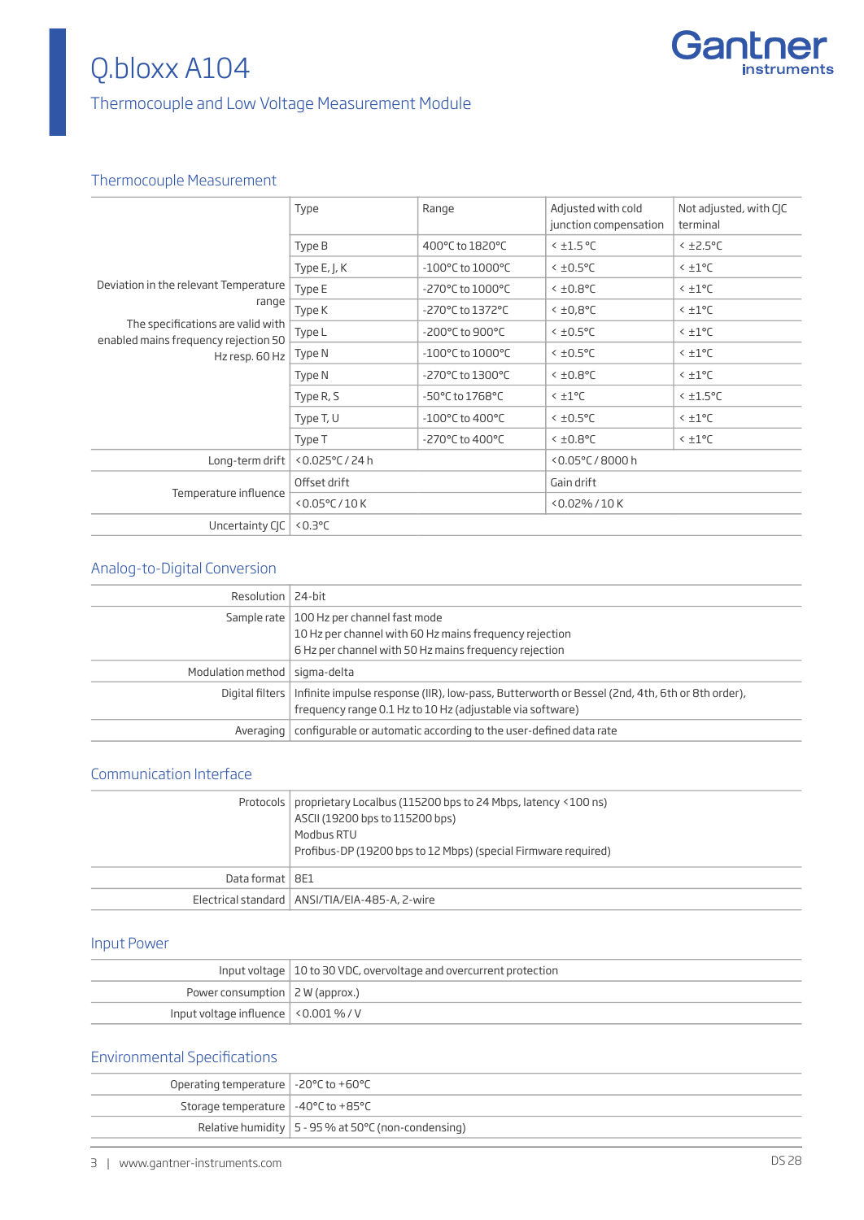# Q.bloxx A104

## Thermocouple and Low Voltage Measurement Module

### Thermocouple Measurement

| | Type | Range | Adjusted with cold junction compensation | Not adjusted, with CJC terminal |
|---|---|---|---|---|
| Deviation in the relevant Temperature range<br>The specifications are valid with enabled mains frequency rejection 50 Hz resp. 60 Hz | Type B | 400°C to 1820°C | < ±1.5 °C | < ±2.5°C |
| | Type E, J, K | -100°C to 1000°C | < ±0.5°C | < ±1°C |
| | Type E | -270°C to 1000°C | < ±0.8°C | < ±1°C |
| | Type K | -270°C to 1372°C | < ±0,8°C | < ±1°C |
| | Type L | -200°C to 900°C | < ±0.5°C | < ±1°C |
| | Type N | -100°C to 1000°C | < ±0.5°C | < ±1°C |
| | Type N | -270°C to 1300°C | < ±0.8°C | < ±1°C |
| | Type R, S | -50°C to 1768°C | < ±1°C | < ±1.5°C |
| | Type T, U | -100°C to 400°C | < ±0.5°C | < ±1°C |
| | Type T | -270°C to 400°C | < ±0.8°C | < ±1°C |
| Long-term drift | <0.025°C / 24 h | | <0.05°C / 8000 h | |
| Temperature influence | Offset drift | | Gain drift | |
| | <0.05°C / 10 K | | <0.02% / 10 K | |
| Uncertainty CJC | <0.3°C | | | |

### Analog-to-Digital Conversion

| | |
|---|---|
| Resolution | 24-bit |
| Sample rate | 100 Hz per channel fast mode<br>10 Hz per channel with 60 Hz mains frequency rejection<br>6 Hz per channel with 50 Hz mains frequency rejection |
| Modulation method | sigma-delta |
| Digital filters | Infinite impulse response (IIR), low-pass, Butterworth or Bessel (2nd, 4th, 6th or 8th order), frequency range 0.1 Hz to 10 Hz (adjustable via software) |
| Averaging | configurable or automatic according to the user-defined data rate |

### Communication Interface

| | |
|---|---|
| Protocols | proprietary Localbus (115200 bps to 24 Mbps, latency <100 ns)<br>ASCII (19200 bps to 115200 bps)<br>Modbus RTU<br>Profibus-DP (19200 bps to 12 Mbps) (special Firmware required) |
| Data format | 8E1 |
| Electrical standard | ANSI/TIA/EIA-485-A, 2-wire |

### Input Power

| | |
|---|---|
| Input voltage | 10 to 30 VDC, overvoltage and overcurrent protection |
| Power consumption | 2 W (approx.) |
| Input voltage influence | <0.001 % / V |

### Environmental Specifications

| | |
|---|---|
| Operating temperature | -20°C to +60°C |
| Storage temperature | -40°C to +85°C |
| Relative humidity | 5 - 95 % at 50°C (non-condensing) |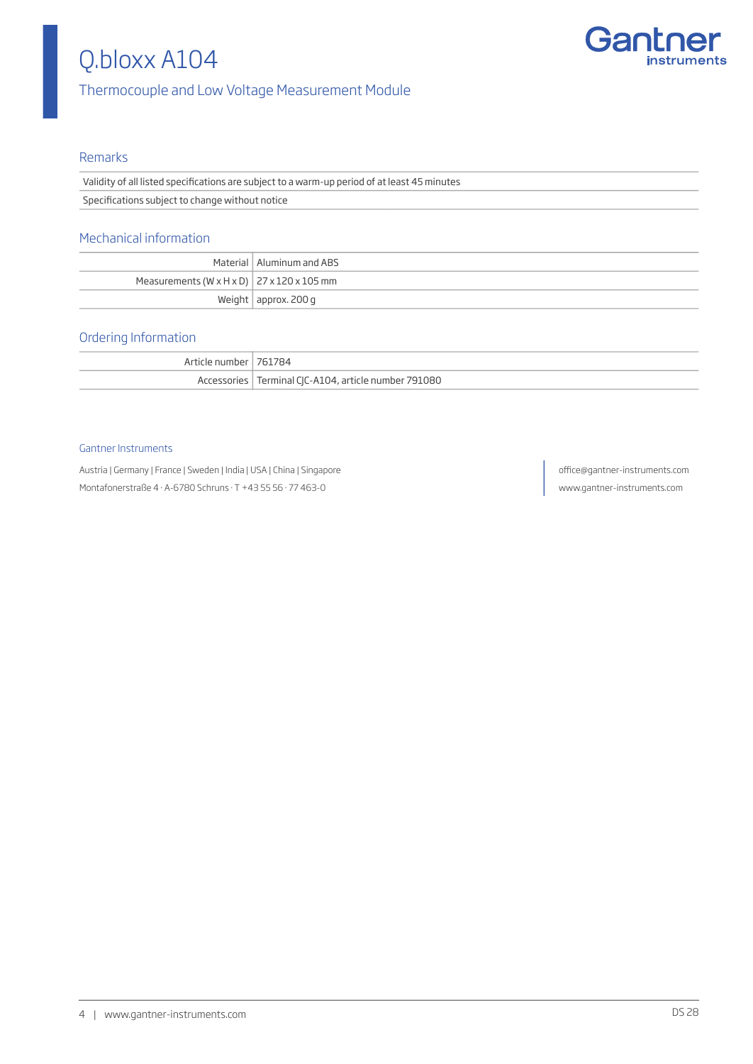# Q.bloxx A104

Thermocouple and Low Voltage Measurement Module

## Remarks

| |
|---|
| Validity of all listed specifications are subject to a warm-up period of at least 45 minutes |
| Specifications subject to change without notice |

## Mechanical information

| | |
|---|---|
| Material | Aluminum and ABS |
| Measurements (W x H x D) | 27 x 120 x 105 mm |
| Weight | approx. 200 g |

## Ordering Information

| | |
|---|---|
| Article number | 761784 |
| Accessories | Terminal CJC-A104, article number 791080 |

Gantner Instruments

Austria | Germany | France | Sweden | India | USA | China | Singapore

Montafonerstraße 4 · A-6780 Schruns · T +43 55 56 · 77 463-0

office@gantner-instruments.com

www.gantner-instruments.com

DS 28